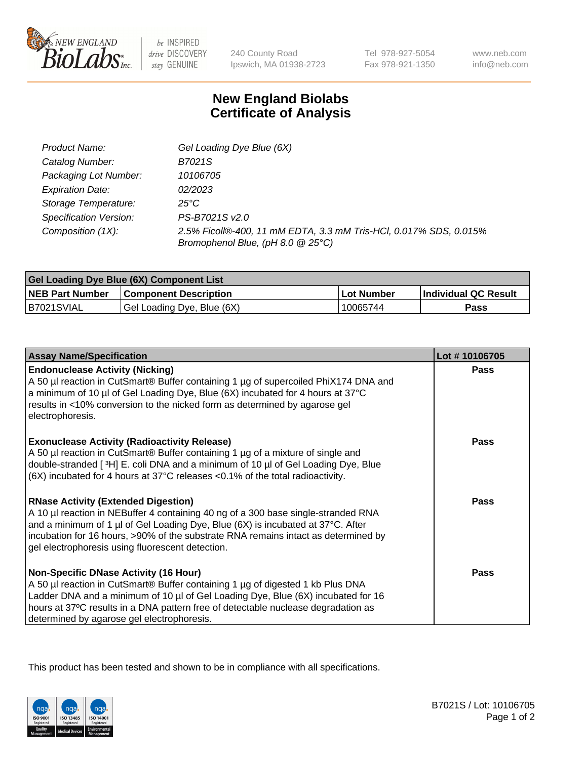# New England Biolabs Certificate of Analysis

| | |
|---|---|
| *Product Name:* | *Gel Loading Dye Blue (6X)* |
| *Catalog Number:* | *B7021S* |
| *Packaging Lot Number:* | *10106705* |
| *Expiration Date:* | *02/2023* |
| *Storage Temperature:* | *25°C* |
| *Specification Version:* | *PS-B7021S v2.0* |
| *Composition (1X):* | *2.5% Ficoll®-400, 11 mM EDTA, 3.3 mM Tris-HCl, 0.017% SDS, 0.015% Bromophenol Blue, (pH 8.0 @ 25°C)* |

| Gel Loading Dye Blue (6X) Component List | | | |
|---|---|---|---|
| **NEB Part Number** | **Component Description** | **Lot Number** | **Individual QC Result** |
| B7021SVIAL | Gel Loading Dye, Blue (6X) | 10065744 | **Pass** |

| Assay Name/Specification | Lot # 10106705 |
|---|---|
| **Endonuclease Activity (Nicking)**<br>A 50 µl reaction in CutSmart® Buffer containing 1 µg of supercoiled PhiX174 DNA and a minimum of 10 µl of Gel Loading Dye, Blue (6X) incubated for 4 hours at 37°C results in <10% conversion to the nicked form as determined by agarose gel electrophoresis. | **Pass** |
| **Exonuclease Activity (Radioactivity Release)**<br>A 50 µl reaction in CutSmart® Buffer containing 1 µg of a mixture of single and double-stranded [ $^{3}$H] E. coli DNA and a minimum of 10 µl of Gel Loading Dye, Blue (6X) incubated for 4 hours at 37°C releases <0.1% of the total radioactivity. | **Pass** |
| **RNase Activity (Extended Digestion)**<br>A 10 µl reaction in NEBuffer 4 containing 40 ng of a 300 base single-stranded RNA and a minimum of 1 µl of Gel Loading Dye, Blue (6X) is incubated at 37°C. After incubation for 16 hours, >90% of the substrate RNA remains intact as determined by gel electrophoresis using fluorescent detection. | **Pass** |
| **Non-Specific DNase Activity (16 Hour)**<br>A 50 µl reaction in CutSmart® Buffer containing 1 µg of digested 1 kb Plus DNA Ladder DNA and a minimum of 10 µl of Gel Loading Dye, Blue (6X) incubated for 16 hours at 37ºC results in a DNA pattern free of detectable nuclease degradation as determined by agarose gel electrophoresis. | **Pass** |

This product has been tested and shown to be in compliance with all specifications.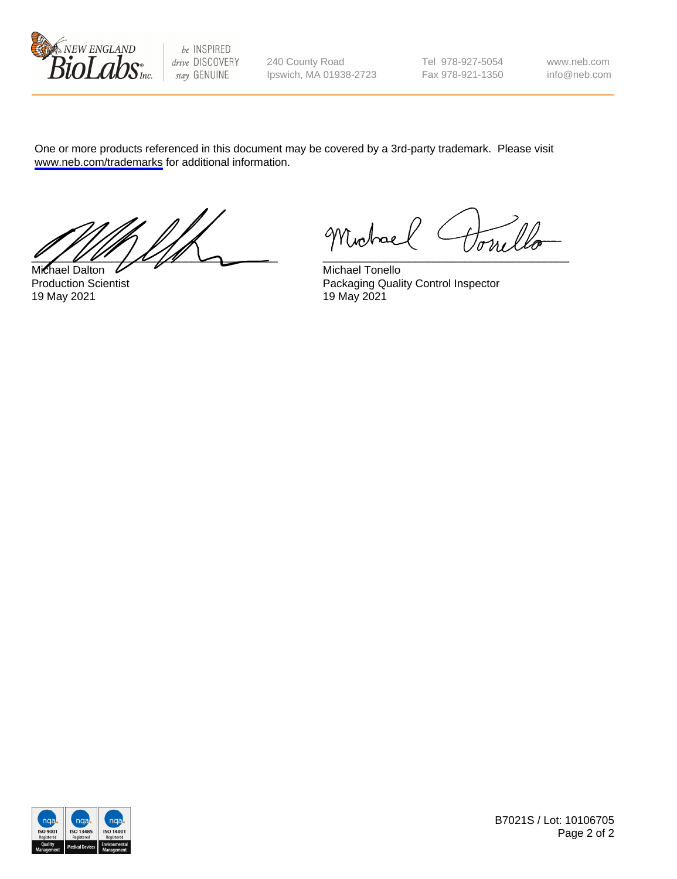One or more products referenced in this document may be covered by a 3rd-party trademark. Please visit www.neb.com/trademarks for additional information.

Michael Dalton
Production Scientist
19 May 2021

Michael Tonello
Packaging Quality Control Inspector
19 May 2021

B7021S / Lot: 10106705